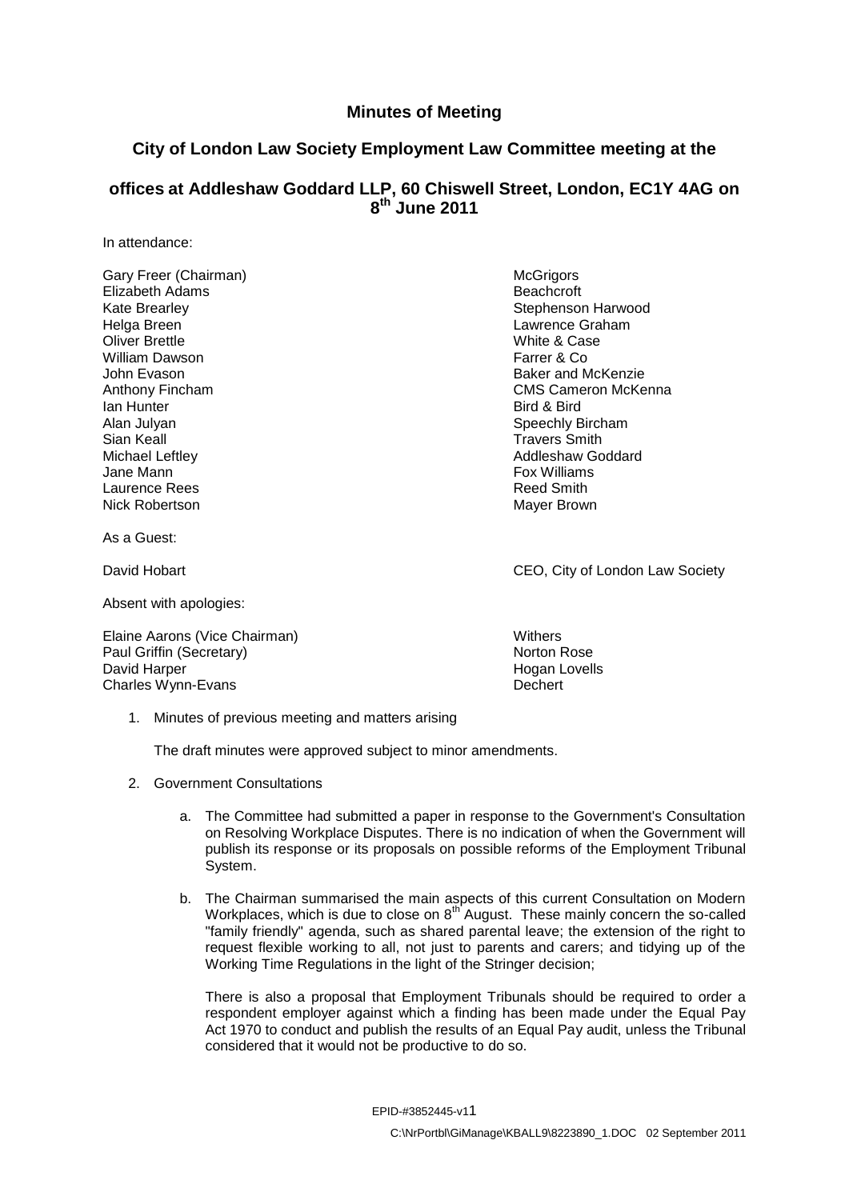# Minutes of Meeting

## City of London Law Society Employment Law Committee meeting at the offices at Addleshaw Goddard LLP, 60 Chiswell Street, London, EC1Y 4AG on 8th June 2011

In attendance:

| | |
|---|---|
| Gary Freer (Chairman) | McGrigors |
| Elizabeth Adams | Beachcroft |
| Kate Brearley | Stephenson Harwood |
| Helga Breen | Lawrence Graham |
| Oliver Brettle | White & Case |
| William Dawson | Farrer & Co |
| John Evason | Baker and McKenzie |
| Anthony Fincham | CMS Cameron McKenna |
| Ian Hunter | Bird & Bird |
| Alan Julyan | Speechly Bircham |
| Sian Keall | Travers Smith |
| Michael Leftley | Addleshaw Goddard |
| Jane Mann | Fox Williams |
| Laurence Rees | Reed Smith |
| Nick Robertson | Mayer Brown |

As a Guest:

| | |
|---|---|
| David Hobart | CEO, City of London Law Society |

Absent with apologies:

| | |
|---|---|
| Elaine Aarons (Vice Chairman) | Withers |
| Paul Griffin (Secretary) | Norton Rose |
| David Harper | Hogan Lovells |
| Charles Wynn-Evans | Dechert |

1. Minutes of previous meeting and matters arising

   The draft minutes were approved subject to minor amendments.

2. Government Consultations

   a. The Committee had submitted a paper in response to the Government's Consultation on Resolving Workplace Disputes. There is no indication of when the Government will publish its response or its proposals on possible reforms of the Employment Tribunal System.

   b. The Chairman summarised the main aspects of this current Consultation on Modern Workplaces, which is due to close on 8th August. These mainly concern the so-called "family friendly" agenda, such as shared parental leave; the extension of the right to request flexible working to all, not just to parents and carers; and tidying up of the Working Time Regulations in the light of the Stringer decision;

      There is also a proposal that Employment Tribunals should be required to order a respondent employer against which a finding has been made under the Equal Pay Act 1970 to conduct and publish the results of an Equal Pay audit, unless the Tribunal considered that it would not be productive to do so.

EPID-#3852445-v11

C:\NrPortbl\GiManage\KBALL9\8223890_1.DOC 02 September 2011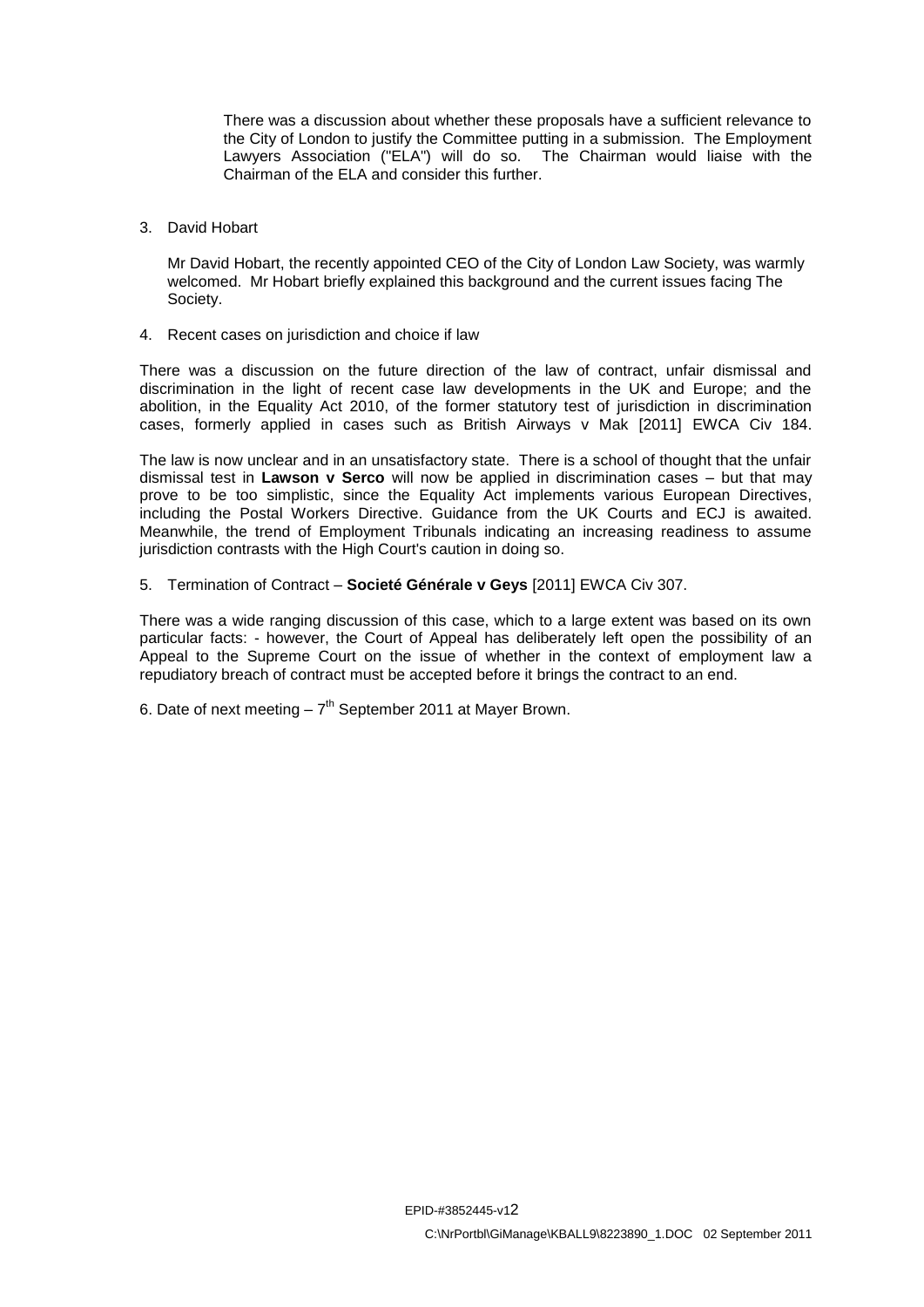There was a discussion about whether these proposals have a sufficient relevance to the City of London to justify the Committee putting in a submission. The Employment Lawyers Association ("ELA") will do so. The Chairman would liaise with the Chairman of the ELA and consider this further.

3. David Hobart

Mr David Hobart, the recently appointed CEO of the City of London Law Society, was warmly welcomed. Mr Hobart briefly explained this background and the current issues facing The Society.

4. Recent cases on jurisdiction and choice if law

There was a discussion on the future direction of the law of contract, unfair dismissal and discrimination in the light of recent case law developments in the UK and Europe; and the abolition, in the Equality Act 2010, of the former statutory test of jurisdiction in discrimination cases, formerly applied in cases such as British Airways v Mak [2011] EWCA Civ 184.

The law is now unclear and in an unsatisfactory state. There is a school of thought that the unfair dismissal test in **Lawson v Serco** will now be applied in discrimination cases – but that may prove to be too simplistic, since the Equality Act implements various European Directives, including the Postal Workers Directive. Guidance from the UK Courts and ECJ is awaited. Meanwhile, the trend of Employment Tribunals indicating an increasing readiness to assume jurisdiction contrasts with the High Court's caution in doing so.

5. Termination of Contract – **Societé Générale v Geys** [2011] EWCA Civ 307.

There was a wide ranging discussion of this case, which to a large extent was based on its own particular facts: - however, the Court of Appeal has deliberately left open the possibility of an Appeal to the Supreme Court on the issue of whether in the context of employment law a repudiatory breach of contract must be accepted before it brings the contract to an end.

6. Date of next meeting – 7th September 2011 at Mayer Brown.

EPID-#3852445-v12

C:\NrPortbl\GiManage\KBALL9\8223890_1.DOC 02 September 2011